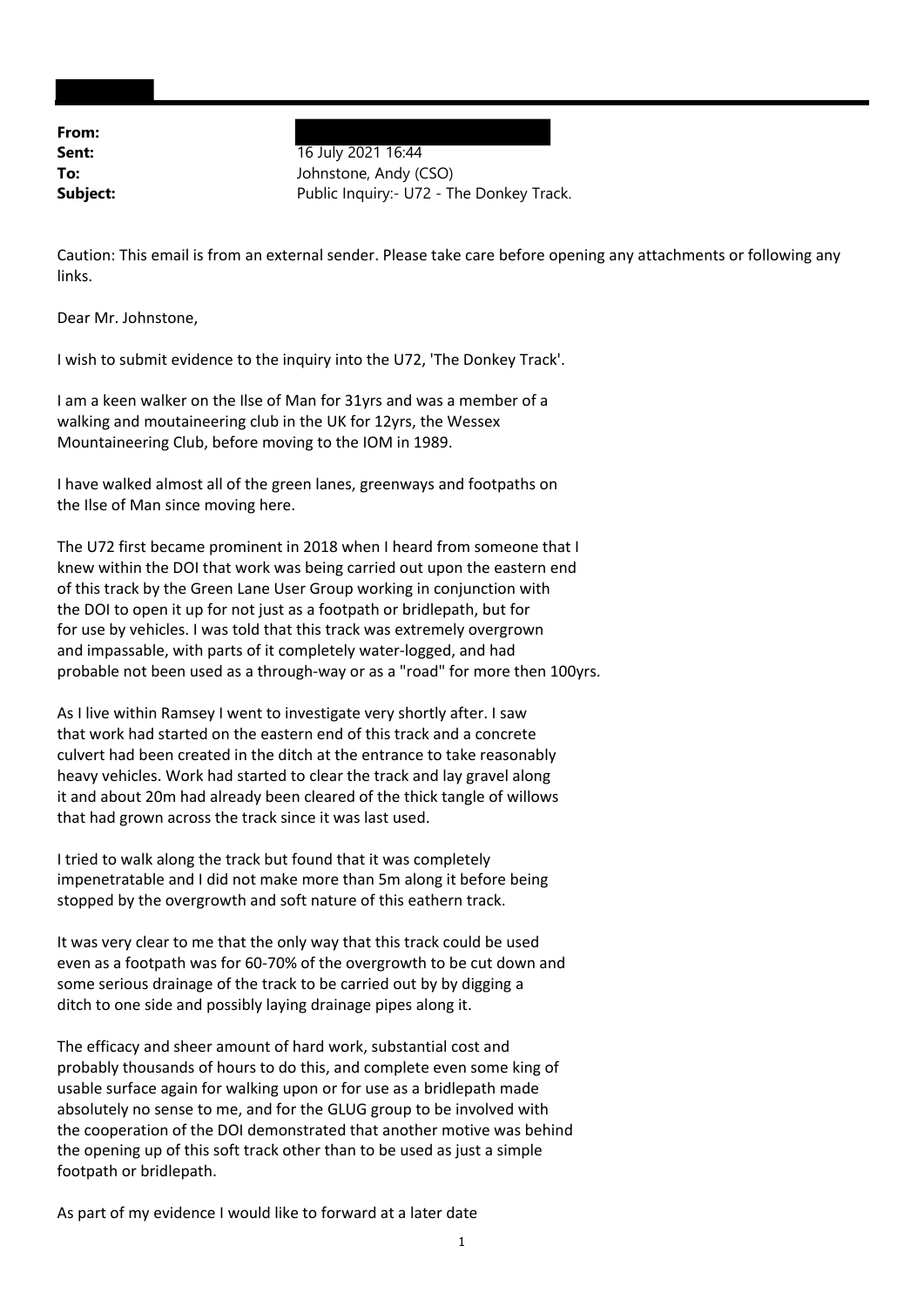**From:**
**Sent:** 16 July 2021 16:44
**To:** Johnstone, Andy (CSO)
**Subject:** Public Inquiry:- U72 - The Donkey Track.

Caution: This email is from an external sender. Please take care before opening any attachments or following any links.

Dear Mr. Johnstone,

I wish to submit evidence to the inquiry into the U72, 'The Donkey Track'.

I am a keen walker on the Ilse of Man for 31yrs and was a member of a walking and moutaineering club in the UK for 12yrs, the Wessex Mountaineering Club, before moving to the IOM in 1989.

I have walked almost all of the green lanes, greenways and footpaths on the Ilse of Man since moving here.

The U72 first became prominent in 2018 when I heard from someone that I knew within the DOI that work was being carried out upon the eastern end of this track by the Green Lane User Group working in conjunction with the DOI to open it up for not just as a footpath or bridlepath, but for for use by vehicles. I was told that this track was extremely overgrown and impassable, with parts of it completely water-logged, and had probable not been used as a through-way or as a "road" for more then 100yrs.

As I live within Ramsey I went to investigate very shortly after. I saw that work had started on the eastern end of this track and a concrete culvert had been created in the ditch at the entrance to take reasonably heavy vehicles. Work had started to clear the track and lay gravel along it and about 20m had already been cleared of the thick tangle of willows that had grown across the track since it was last used.

I tried to walk along the track but found that it was completely impenetratable and I did not make more than 5m along it before being stopped by the overgrowth and soft nature of this eathern track.

It was very clear to me that the only way that this track could be used even as a footpath was for 60-70% of the overgrowth to be cut down and some serious drainage of the track to be carried out by by digging a ditch to one side and possibly laying drainage pipes along it.

The efficacy and sheer amount of hard work, substantial cost and probably thousands of hours to do this, and complete even some king of usable surface again for walking upon or for use as a bridlepath made absolutely no sense to me, and for the GLUG group to be involved with the cooperation of the DOI demonstrated that another motive was behind the opening up of this soft track other than to be used as just a simple footpath or bridlepath.

As part of my evidence I would like to forward at a later date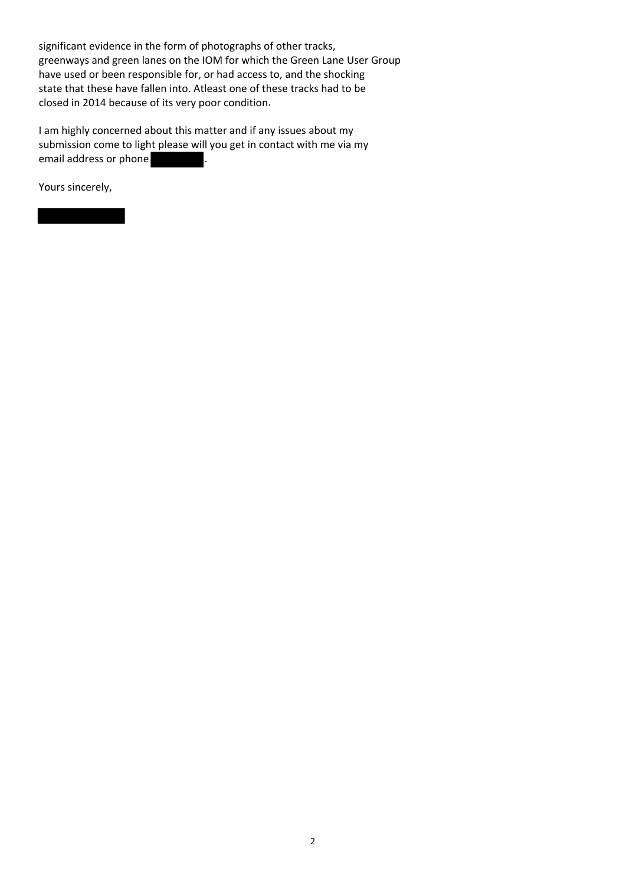significant evidence in the form of photographs of other tracks, greenways and green lanes on the IOM for which the Green Lane User Group have used or been responsible for, or had access to, and the shocking state that these have fallen into. Atleast one of these tracks had to be closed in 2014 because of its very poor condition.

I am highly concerned about this matter and if any issues about my submission come to light please will you get in contact with me via my email address or phone [REDACTED].

Yours sincerely,

[REDACTED]